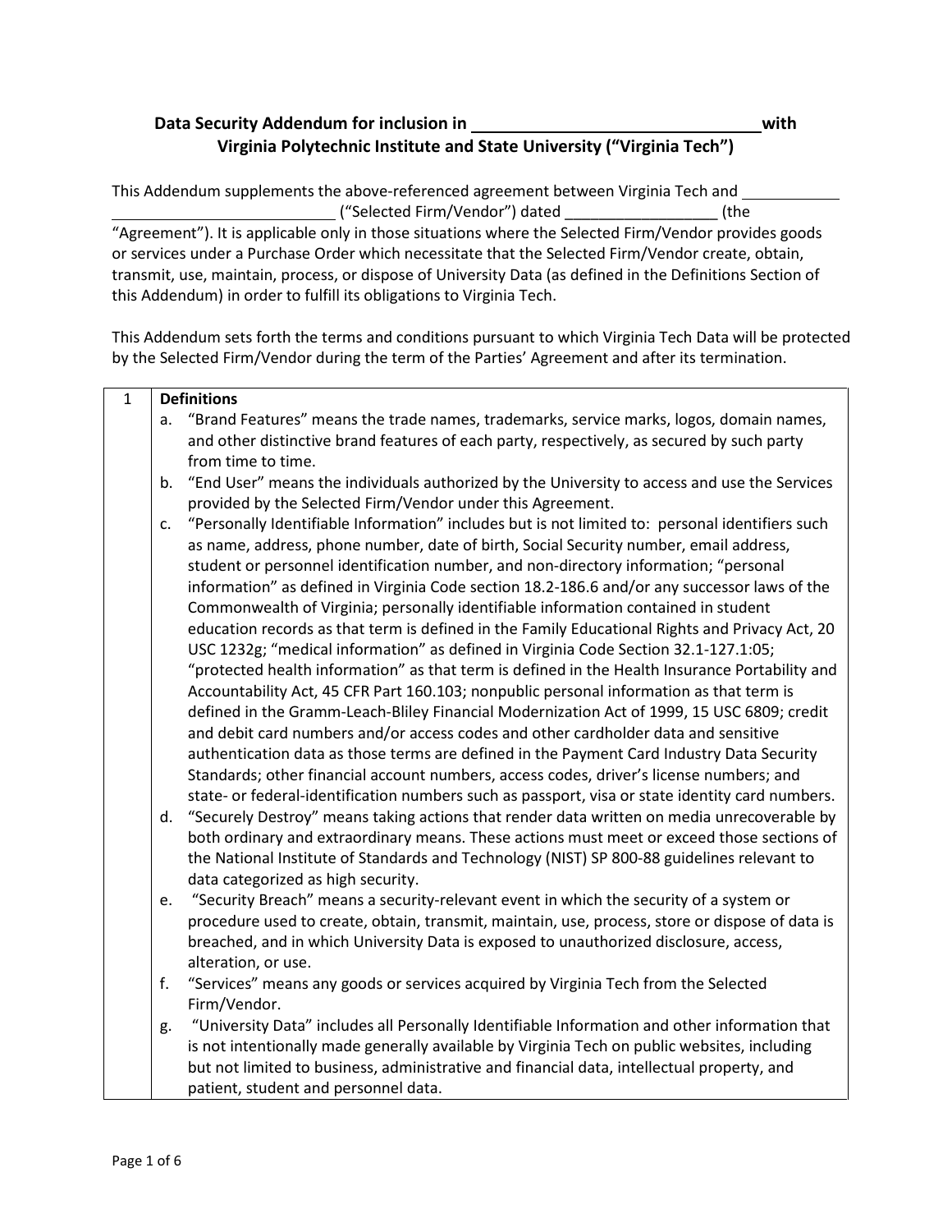**Data Security Addendum for inclusion in \_\_\_\_\_\_\_\_\_\_\_\_\_\_\_\_\_\_\_\_\_\_\_\_\_\_\_\_\_\_\_\_ with Virginia Polytechnic Institute and State University ("Virginia Tech")**

This Addendum supplements the above-referenced agreement between Virginia Tech and \_\_\_\_\_\_\_\_\_\_\_\_\_\_\_\_\_\_\_\_\_\_\_\_\_\_\_\_\_\_\_\_\_\_\_\_\_\_ ("Selected Firm/Vendor") dated \_\_\_\_\_\_\_\_\_\_\_\_\_\_\_\_\_ (the "Agreement"). It is applicable only in those situations where the Selected Firm/Vendor provides goods or services under a Purchase Order which necessitate that the Selected Firm/Vendor create, obtain, transmit, use, maintain, process, or dispose of University Data (as defined in the Definitions Section of this Addendum) in order to fulfill its obligations to Virginia Tech.

This Addendum sets forth the terms and conditions pursuant to which Virginia Tech Data will be protected by the Selected Firm/Vendor during the term of the Parties' Agreement and after its termination.

| | |
|---|---|
| 1 | **Definitions**<br>a. "Brand Features" means the trade names, trademarks, service marks, logos, domain names, and other distinctive brand features of each party, respectively, as secured by such party from time to time.<br>b. "End User" means the individuals authorized by the University to access and use the Services provided by the Selected Firm/Vendor under this Agreement.<br>c. "Personally Identifiable Information" includes but is not limited to: personal identifiers such as name, address, phone number, date of birth, Social Security number, email address, student or personnel identification number, and non-directory information; "personal information" as defined in Virginia Code section 18.2-186.6 and/or any successor laws of the Commonwealth of Virginia; personally identifiable information contained in student education records as that term is defined in the Family Educational Rights and Privacy Act, 20 USC 1232g; "medical information" as defined in Virginia Code Section 32.1-127.1:05; "protected health information" as that term is defined in the Health Insurance Portability and Accountability Act, 45 CFR Part 160.103; nonpublic personal information as that term is defined in the Gramm-Leach-Bliley Financial Modernization Act of 1999, 15 USC 6809; credit and debit card numbers and/or access codes and other cardholder data and sensitive authentication data as those terms are defined in the Payment Card Industry Data Security Standards; other financial account numbers, access codes, driver's license numbers; and state- or federal-identification numbers such as passport, visa or state identity card numbers.<br>d. "Securely Destroy" means taking actions that render data written on media unrecoverable by both ordinary and extraordinary means. These actions must meet or exceed those sections of the National Institute of Standards and Technology (NIST) SP 800-88 guidelines relevant to data categorized as high security.<br>e. "Security Breach" means a security-relevant event in which the security of a system or procedure used to create, obtain, transmit, maintain, use, process, store or dispose of data is breached, and in which University Data is exposed to unauthorized disclosure, access, alteration, or use.<br>f. "Services" means any goods or services acquired by Virginia Tech from the Selected Firm/Vendor.<br>g. "University Data" includes all Personally Identifiable Information and other information that is not intentionally made generally available by Virginia Tech on public websites, including but not limited to business, administrative and financial data, intellectual property, and patient, student and personnel data. |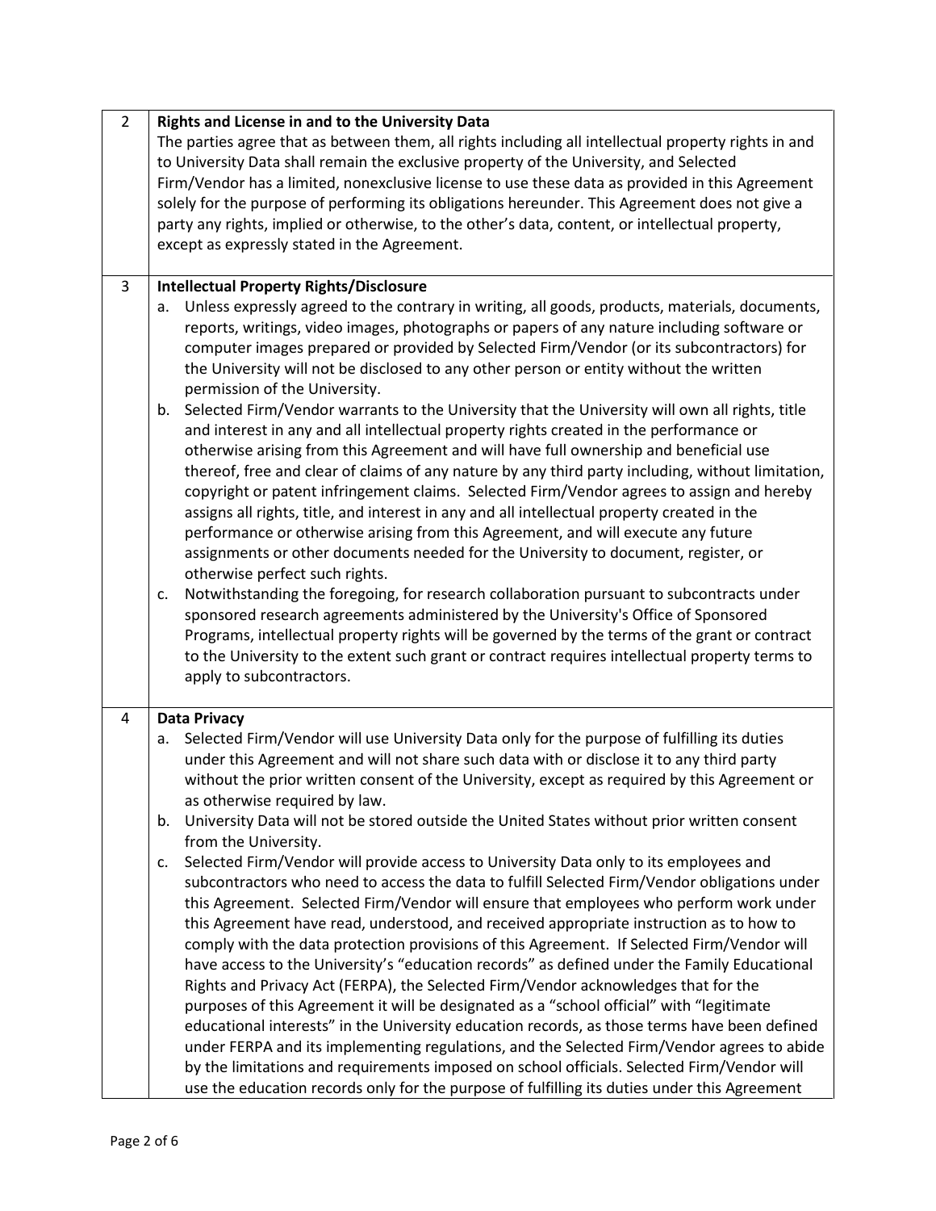| | |
|---|---|
| 2 | **Rights and License in and to the University Data**<br>The parties agree that as between them, all rights including all intellectual property rights in and to University Data shall remain the exclusive property of the University, and Selected Firm/Vendor has a limited, nonexclusive license to use these data as provided in this Agreement solely for the purpose of performing its obligations hereunder. This Agreement does not give a party any rights, implied or otherwise, to the other's data, content, or intellectual property, except as expressly stated in the Agreement. |
| 3 | **Intellectual Property Rights/Disclosure**<br>a. Unless expressly agreed to the contrary in writing, all goods, products, materials, documents, reports, writings, video images, photographs or papers of any nature including software or computer images prepared or provided by Selected Firm/Vendor (or its subcontractors) for the University will not be disclosed to any other person or entity without the written permission of the University.<br>b. Selected Firm/Vendor warrants to the University that the University will own all rights, title and interest in any and all intellectual property rights created in the performance or otherwise arising from this Agreement and will have full ownership and beneficial use thereof, free and clear of claims of any nature by any third party including, without limitation, copyright or patent infringement claims. Selected Firm/Vendor agrees to assign and hereby assigns all rights, title, and interest in any and all intellectual property created in the performance or otherwise arising from this Agreement, and will execute any future assignments or other documents needed for the University to document, register, or otherwise perfect such rights.<br>c. Notwithstanding the foregoing, for research collaboration pursuant to subcontracts under sponsored research agreements administered by the University's Office of Sponsored Programs, intellectual property rights will be governed by the terms of the grant or contract to the University to the extent such grant or contract requires intellectual property terms to apply to subcontractors. |
| 4 | **Data Privacy**<br>a. Selected Firm/Vendor will use University Data only for the purpose of fulfilling its duties under this Agreement and will not share such data with or disclose it to any third party without the prior written consent of the University, except as required by this Agreement or as otherwise required by law.<br>b. University Data will not be stored outside the United States without prior written consent from the University.<br>c. Selected Firm/Vendor will provide access to University Data only to its employees and subcontractors who need to access the data to fulfill Selected Firm/Vendor obligations under this Agreement. Selected Firm/Vendor will ensure that employees who perform work under this Agreement have read, understood, and received appropriate instruction as to how to comply with the data protection provisions of this Agreement. If Selected Firm/Vendor will have access to the University's "education records" as defined under the Family Educational Rights and Privacy Act (FERPA), the Selected Firm/Vendor acknowledges that for the purposes of this Agreement it will be designated as a "school official" with "legitimate educational interests" in the University education records, as those terms have been defined under FERPA and its implementing regulations, and the Selected Firm/Vendor agrees to abide by the limitations and requirements imposed on school officials. Selected Firm/Vendor will use the education records only for the purpose of fulfilling its duties under this Agreement |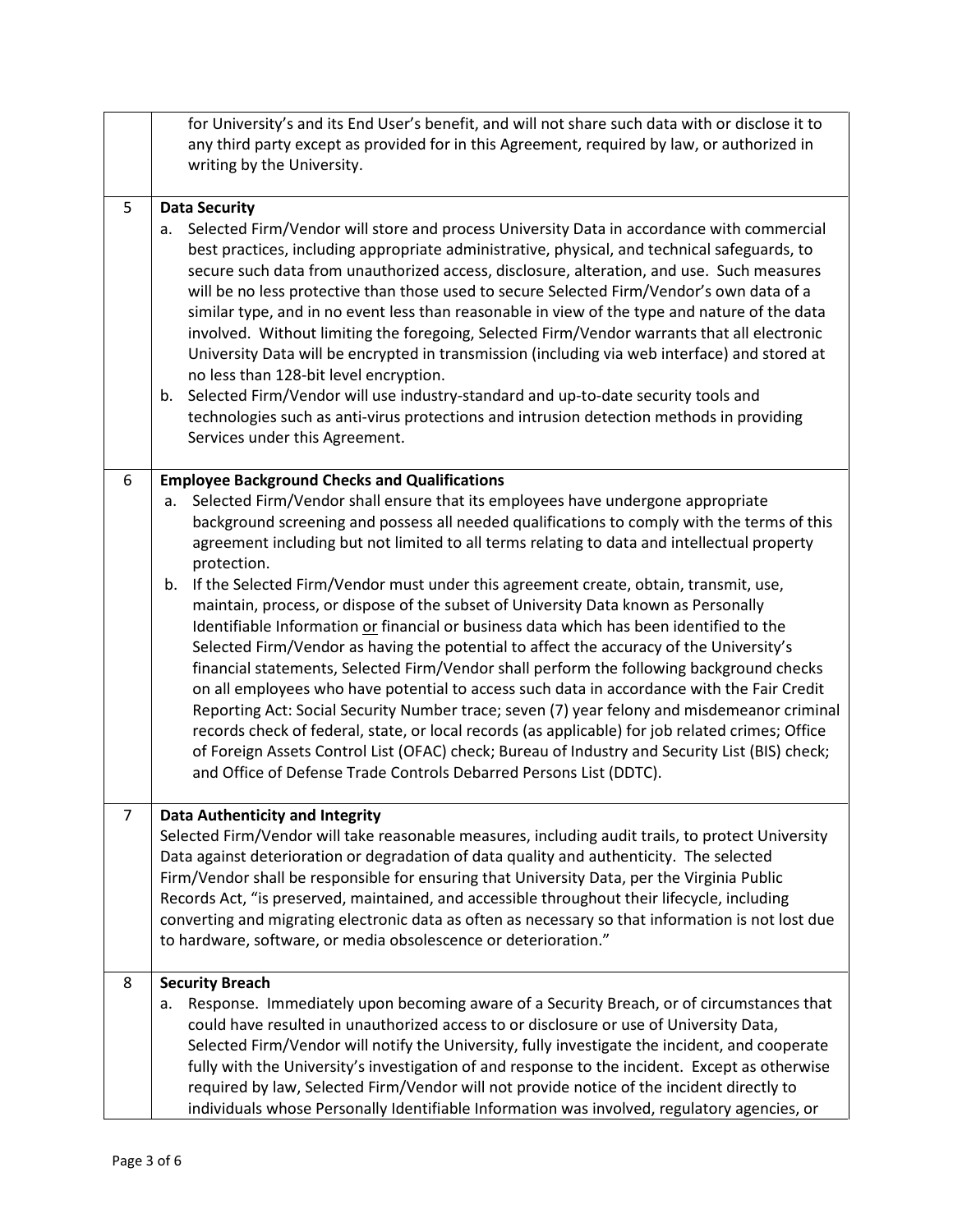| | |
|---|---|
| | for University's and its End User's benefit, and will not share such data with or disclose it to any third party except as provided for in this Agreement, required by law, or authorized in writing by the University. |
| 5 | **Data Security**<br>a. Selected Firm/Vendor will store and process University Data in accordance with commercial best practices, including appropriate administrative, physical, and technical safeguards, to secure such data from unauthorized access, disclosure, alteration, and use. Such measures will be no less protective than those used to secure Selected Firm/Vendor's own data of a similar type, and in no event less than reasonable in view of the type and nature of the data involved. Without limiting the foregoing, Selected Firm/Vendor warrants that all electronic University Data will be encrypted in transmission (including via web interface) and stored at no less than 128-bit level encryption.<br>b. Selected Firm/Vendor will use industry-standard and up-to-date security tools and technologies such as anti-virus protections and intrusion detection methods in providing Services under this Agreement. |
| 6 | **Employee Background Checks and Qualifications**<br>a. Selected Firm/Vendor shall ensure that its employees have undergone appropriate background screening and possess all needed qualifications to comply with the terms of this agreement including but not limited to all terms relating to data and intellectual property protection.<br>b. If the Selected Firm/Vendor must under this agreement create, obtain, transmit, use, maintain, process, or dispose of the subset of University Data known as Personally Identifiable Information <u>or</u> financial or business data which has been identified to the Selected Firm/Vendor as having the potential to affect the accuracy of the University's financial statements, Selected Firm/Vendor shall perform the following background checks on all employees who have potential to access such data in accordance with the Fair Credit Reporting Act: Social Security Number trace; seven (7) year felony and misdemeanor criminal records check of federal, state, or local records (as applicable) for job related crimes; Office of Foreign Assets Control List (OFAC) check; Bureau of Industry and Security List (BIS) check; and Office of Defense Trade Controls Debarred Persons List (DDTC). |
| 7 | **Data Authenticity and Integrity**<br>Selected Firm/Vendor will take reasonable measures, including audit trails, to protect University Data against deterioration or degradation of data quality and authenticity. The selected Firm/Vendor shall be responsible for ensuring that University Data, per the Virginia Public Records Act, "is preserved, maintained, and accessible throughout their lifecycle, including converting and migrating electronic data as often as necessary so that information is not lost due to hardware, software, or media obsolescence or deterioration." |
| 8 | **Security Breach**<br>a. Response. Immediately upon becoming aware of a Security Breach, or of circumstances that could have resulted in unauthorized access to or disclosure or use of University Data, Selected Firm/Vendor will notify the University, fully investigate the incident, and cooperate fully with the University's investigation of and response to the incident. Except as otherwise required by law, Selected Firm/Vendor will not provide notice of the incident directly to individuals whose Personally Identifiable Information was involved, regulatory agencies, or |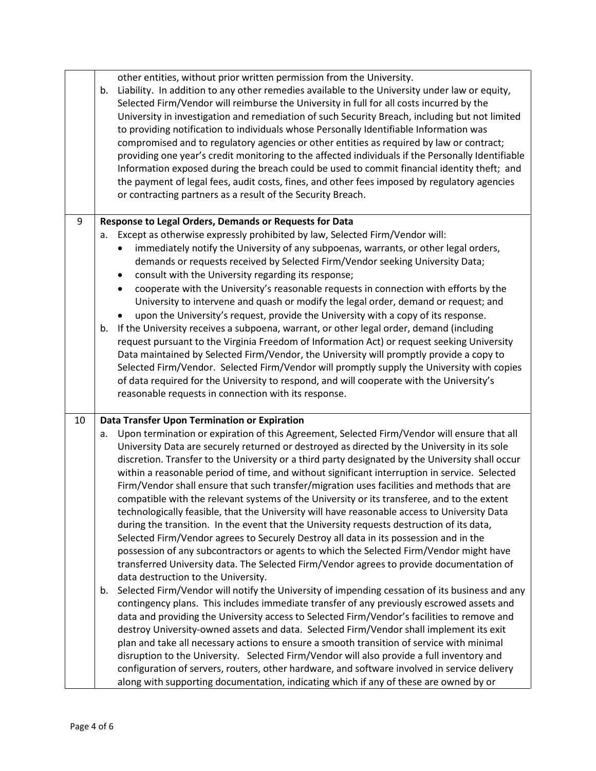| | |
|---|---|
| | other entities, without prior written permission from the University.<br>b. Liability. In addition to any other remedies available to the University under law or equity, Selected Firm/Vendor will reimburse the University in full for all costs incurred by the University in investigation and remediation of such Security Breach, including but not limited to providing notification to individuals whose Personally Identifiable Information was compromised and to regulatory agencies or other entities as required by law or contract; providing one year's credit monitoring to the affected individuals if the Personally Identifiable Information exposed during the breach could be used to commit financial identity theft; and the payment of legal fees, audit costs, fines, and other fees imposed by regulatory agencies or contracting partners as a result of the Security Breach. |
| 9 | **Response to Legal Orders, Demands or Requests for Data**<br>a. Except as otherwise expressly prohibited by law, Selected Firm/Vendor will:<br>• immediately notify the University of any subpoenas, warrants, or other legal orders, demands or requests received by Selected Firm/Vendor seeking University Data;<br>• consult with the University regarding its response;<br>• cooperate with the University's reasonable requests in connection with efforts by the University to intervene and quash or modify the legal order, demand or request; and<br>• upon the University's request, provide the University with a copy of its response.<br>b. If the University receives a subpoena, warrant, or other legal order, demand (including request pursuant to the Virginia Freedom of Information Act) or request seeking University Data maintained by Selected Firm/Vendor, the University will promptly provide a copy to Selected Firm/Vendor. Selected Firm/Vendor will promptly supply the University with copies of data required for the University to respond, and will cooperate with the University's reasonable requests in connection with its response. |
| 10 | **Data Transfer Upon Termination or Expiration**<br>a. Upon termination or expiration of this Agreement, Selected Firm/Vendor will ensure that all University Data are securely returned or destroyed as directed by the University in its sole discretion. Transfer to the University or a third party designated by the University shall occur within a reasonable period of time, and without significant interruption in service. Selected Firm/Vendor shall ensure that such transfer/migration uses facilities and methods that are compatible with the relevant systems of the University or its transferee, and to the extent technologically feasible, that the University will have reasonable access to University Data during the transition. In the event that the University requests destruction of its data, Selected Firm/Vendor agrees to Securely Destroy all data in its possession and in the possession of any subcontractors or agents to which the Selected Firm/Vendor might have transferred University data. The Selected Firm/Vendor agrees to provide documentation of data destruction to the University.<br>b. Selected Firm/Vendor will notify the University of impending cessation of its business and any contingency plans. This includes immediate transfer of any previously escrowed assets and data and providing the University access to Selected Firm/Vendor's facilities to remove and destroy University-owned assets and data. Selected Firm/Vendor shall implement its exit plan and take all necessary actions to ensure a smooth transition of service with minimal disruption to the University. Selected Firm/Vendor will also provide a full inventory and configuration of servers, routers, other hardware, and software involved in service delivery along with supporting documentation, indicating which if any of these are owned by or |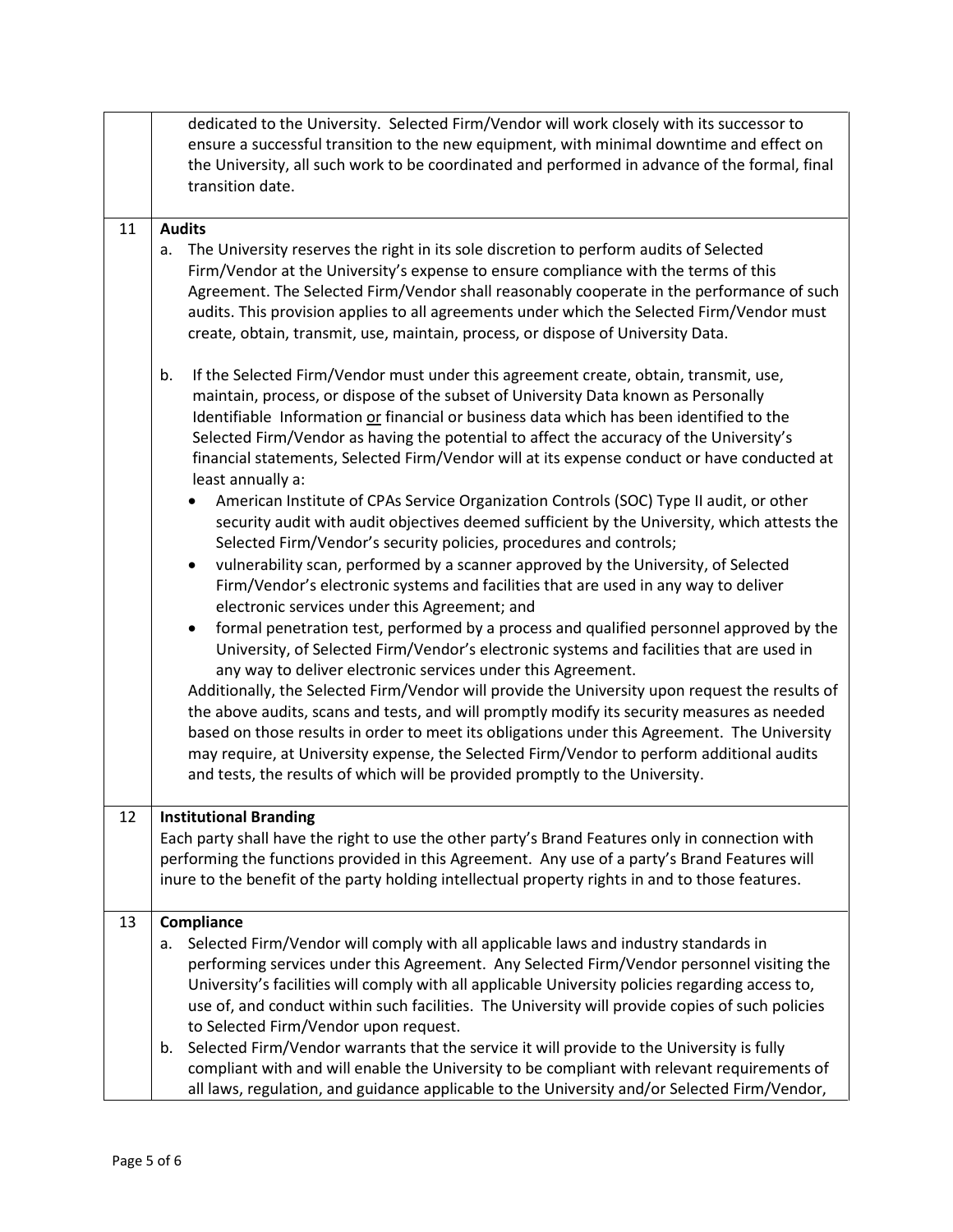| | |
|---|---|
| | dedicated to the University. Selected Firm/Vendor will work closely with its successor to ensure a successful transition to the new equipment, with minimal downtime and effect on the University, all such work to be coordinated and performed in advance of the formal, final transition date. |
| 11 | **Audits**<br>a. The University reserves the right in its sole discretion to perform audits of Selected Firm/Vendor at the University's expense to ensure compliance with the terms of this Agreement. The Selected Firm/Vendor shall reasonably cooperate in the performance of such audits. This provision applies to all agreements under which the Selected Firm/Vendor must create, obtain, transmit, use, maintain, process, or dispose of University Data.<br><br>b. If the Selected Firm/Vendor must under this agreement create, obtain, transmit, use, maintain, process, or dispose of the subset of University Data known as Personally Identifiable Information <u>or</u> financial or business data which has been identified to the Selected Firm/Vendor as having the potential to affect the accuracy of the University's financial statements, Selected Firm/Vendor will at its expense conduct or have conducted at least annually a:<br>• American Institute of CPAs Service Organization Controls (SOC) Type II audit, or other security audit with audit objectives deemed sufficient by the University, which attests the Selected Firm/Vendor's security policies, procedures and controls;<br>• vulnerability scan, performed by a scanner approved by the University, of Selected Firm/Vendor's electronic systems and facilities that are used in any way to deliver electronic services under this Agreement; and<br>• formal penetration test, performed by a process and qualified personnel approved by the University, of Selected Firm/Vendor's electronic systems and facilities that are used in any way to deliver electronic services under this Agreement.<br>Additionally, the Selected Firm/Vendor will provide the University upon request the results of the above audits, scans and tests, and will promptly modify its security measures as needed based on those results in order to meet its obligations under this Agreement. The University may require, at University expense, the Selected Firm/Vendor to perform additional audits and tests, the results of which will be provided promptly to the University. |
| 12 | **Institutional Branding**<br>Each party shall have the right to use the other party's Brand Features only in connection with performing the functions provided in this Agreement. Any use of a party's Brand Features will inure to the benefit of the party holding intellectual property rights in and to those features. |
| 13 | **Compliance**<br>a. Selected Firm/Vendor will comply with all applicable laws and industry standards in performing services under this Agreement. Any Selected Firm/Vendor personnel visiting the University's facilities will comply with all applicable University policies regarding access to, use of, and conduct within such facilities. The University will provide copies of such policies to Selected Firm/Vendor upon request.<br>b. Selected Firm/Vendor warrants that the service it will provide to the University is fully compliant with and will enable the University to be compliant with relevant requirements of all laws, regulation, and guidance applicable to the University and/or Selected Firm/Vendor, |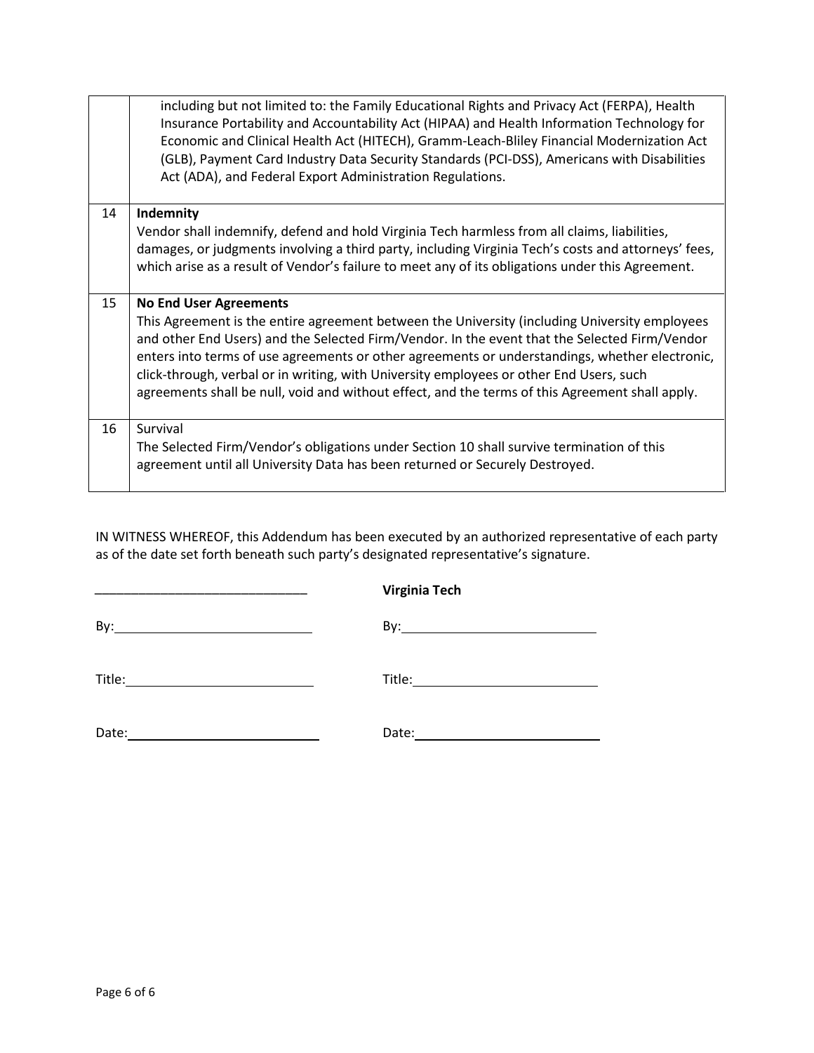| | |
|---|---|
| | including but not limited to: the Family Educational Rights and Privacy Act (FERPA), Health Insurance Portability and Accountability Act (HIPAA) and Health Information Technology for Economic and Clinical Health Act (HITECH), Gramm-Leach-Bliley Financial Modernization Act (GLB), Payment Card Industry Data Security Standards (PCI-DSS), Americans with Disabilities Act (ADA), and Federal Export Administration Regulations. |
| 14 | **Indemnity**<br>Vendor shall indemnify, defend and hold Virginia Tech harmless from all claims, liabilities, damages, or judgments involving a third party, including Virginia Tech's costs and attorneys' fees, which arise as a result of Vendor's failure to meet any of its obligations under this Agreement. |
| 15 | **No End User Agreements**<br>This Agreement is the entire agreement between the University (including University employees and other End Users) and the Selected Firm/Vendor. In the event that the Selected Firm/Vendor enters into terms of use agreements or other agreements or understandings, whether electronic, click-through, verbal or in writing, with University employees or other End Users, such agreements shall be null, void and without effect, and the terms of this Agreement shall apply. |
| 16 | Survival<br>The Selected Firm/Vendor's obligations under Section 10 shall survive termination of this agreement until all University Data has been returned or Securely Destroyed. |

IN WITNESS WHEREOF, this Addendum has been executed by an authorized representative of each party as of the date set forth beneath such party's designated representative's signature.

| ______________________________ | **Virginia Tech** |
|---|---|
| By: ____________________ | By: ____________________ |
| Title: ____________________ | Title: ____________________ |
| Date: ____________________ | Date: ____________________ |